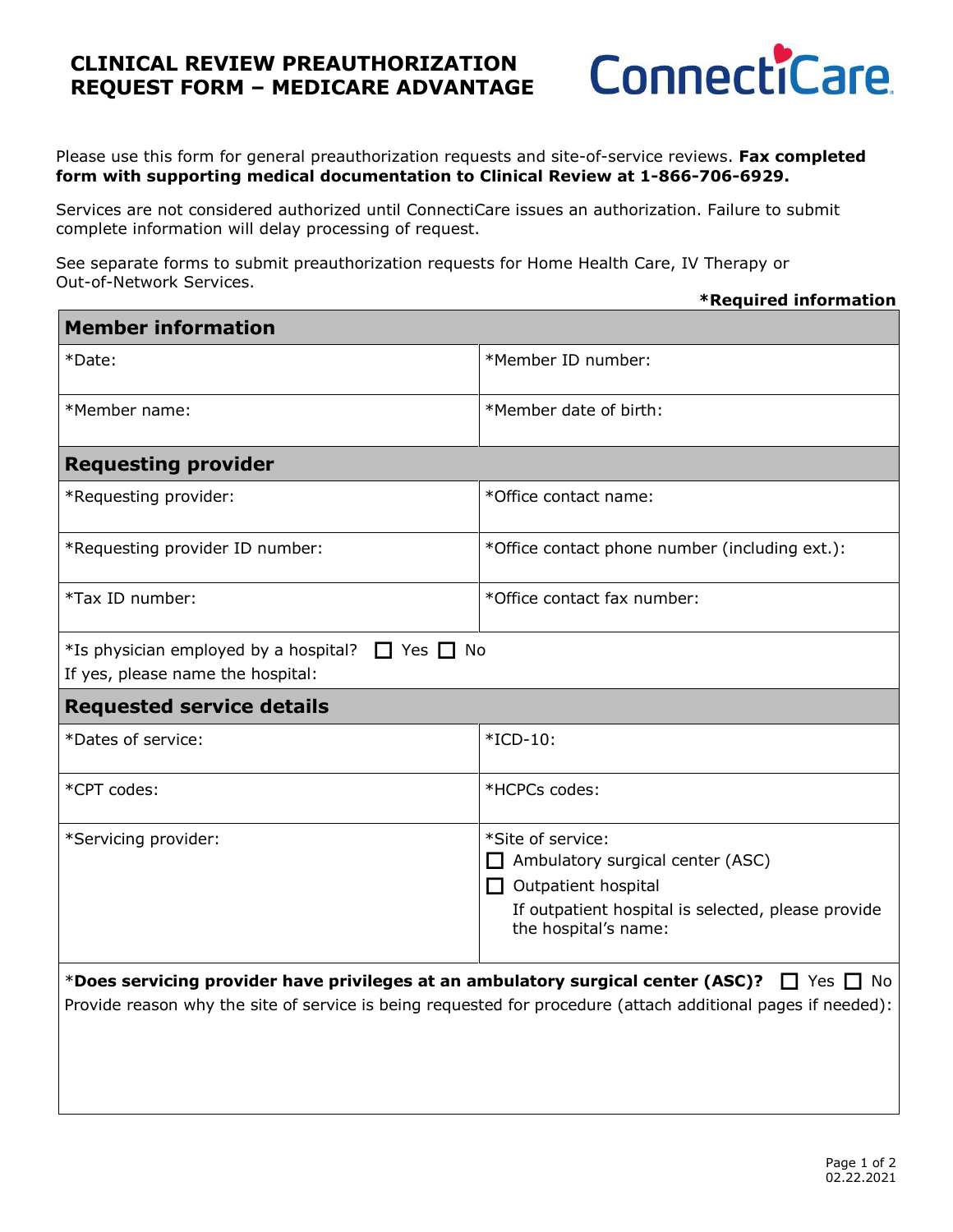# CLINICAL REVIEW PREAUTHORIZATION REQUEST FORM – MEDICARE ADVANTAGE

ConnectiCare

Please use this form for general preauthorization requests and site-of-service reviews. **Fax completed form with supporting medical documentation to Clinical Review at 1-866-706-6929.**

Services are not considered authorized until ConnectiCare issues an authorization. Failure to submit complete information will delay processing of request.

See separate forms to submit preauthorization requests for Home Health Care, IV Therapy or Out-of-Network Services.

**\*Required information**

| **Member information** | |
|---|---|
| *Date: | *Member ID number: |
| *Member name: | *Member date of birth: |
| **Requesting provider** | |
| *Requesting provider: | *Office contact name: |
| *Requesting provider ID number: | *Office contact phone number (including ext.): |
| *Tax ID number: | *Office contact fax number: |
| *Is physician employed by a hospital? ☐ Yes ☐ No<br>If yes, please name the hospital: | |
| **Requested service details** | |
| *Dates of service: | *ICD-10: |
| *CPT codes: | *HCPCs codes: |
| *Servicing provider: | *Site of service:<br>☐ Ambulatory surgical center (ASC)<br>☐ Outpatient hospital<br>If outpatient hospital is selected, please provide the hospital's name: |
| ***Does servicing provider have privileges at an ambulatory surgical center (ASC)?** ☐ Yes ☐ No<br>Provide reason why the site of service is being requested for procedure (attach additional pages if needed): | |

02.22.2021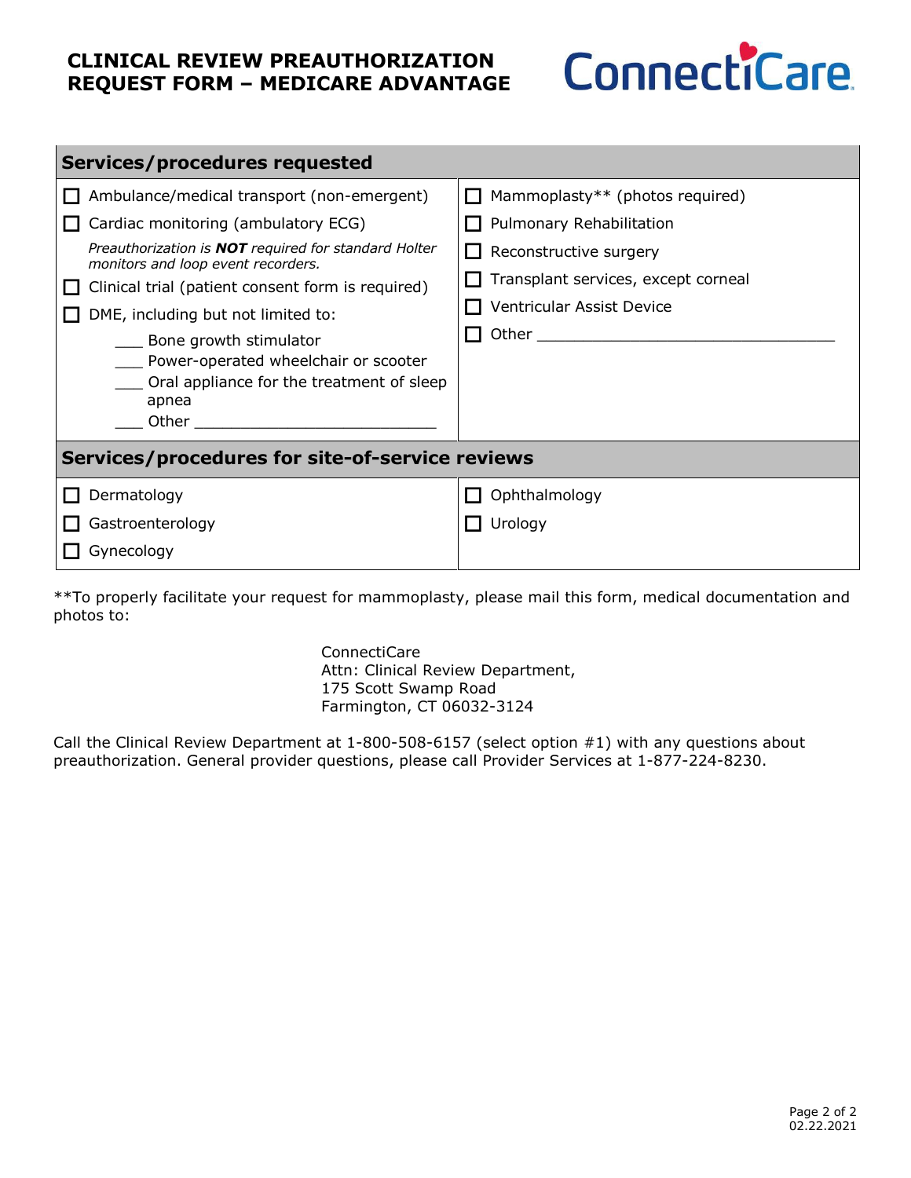# CLINICAL REVIEW PREAUTHORIZATION REQUEST FORM – MEDICARE ADVANTAGE

ConnectiCare

## Services/procedures requested

- ☐ Ambulance/medical transport (non-emergent)
- ☐ Cardiac monitoring (ambulatory ECG)

  *Preauthorization is **NOT** required for standard Holter monitors and loop event recorders.*
- ☐ Clinical trial (patient consent form is required)
- ☐ DME, including but not limited to:
  - ___ Bone growth stimulator
  - ___ Power-operated wheelchair or scooter
  - ___ Oral appliance for the treatment of sleep apnea
  - ___ Other ___________________________
- ☐ Mammoplasty** (photos required)
- ☐ Pulmonary Rehabilitation
- ☐ Reconstructive surgery
- ☐ Transplant services, except corneal
- ☐ Ventricular Assist Device
- ☐ Other _________________________________

## Services/procedures for site-of-service reviews

- ☐ Dermatology
- ☐ Gastroenterology
- ☐ Gynecology
- ☐ Ophthalmology
- ☐ Urology

**To properly facilitate your request for mammoplasty, please mail this form, medical documentation and photos to:

ConnectiCare  
Attn: Clinical Review Department,  
175 Scott Swamp Road  
Farmington, CT 06032-3124

Call the Clinical Review Department at 1-800-508-6157 (select option #1) with any questions about preauthorization. General provider questions, please call Provider Services at 1-877-224-8230.

02.22.2021